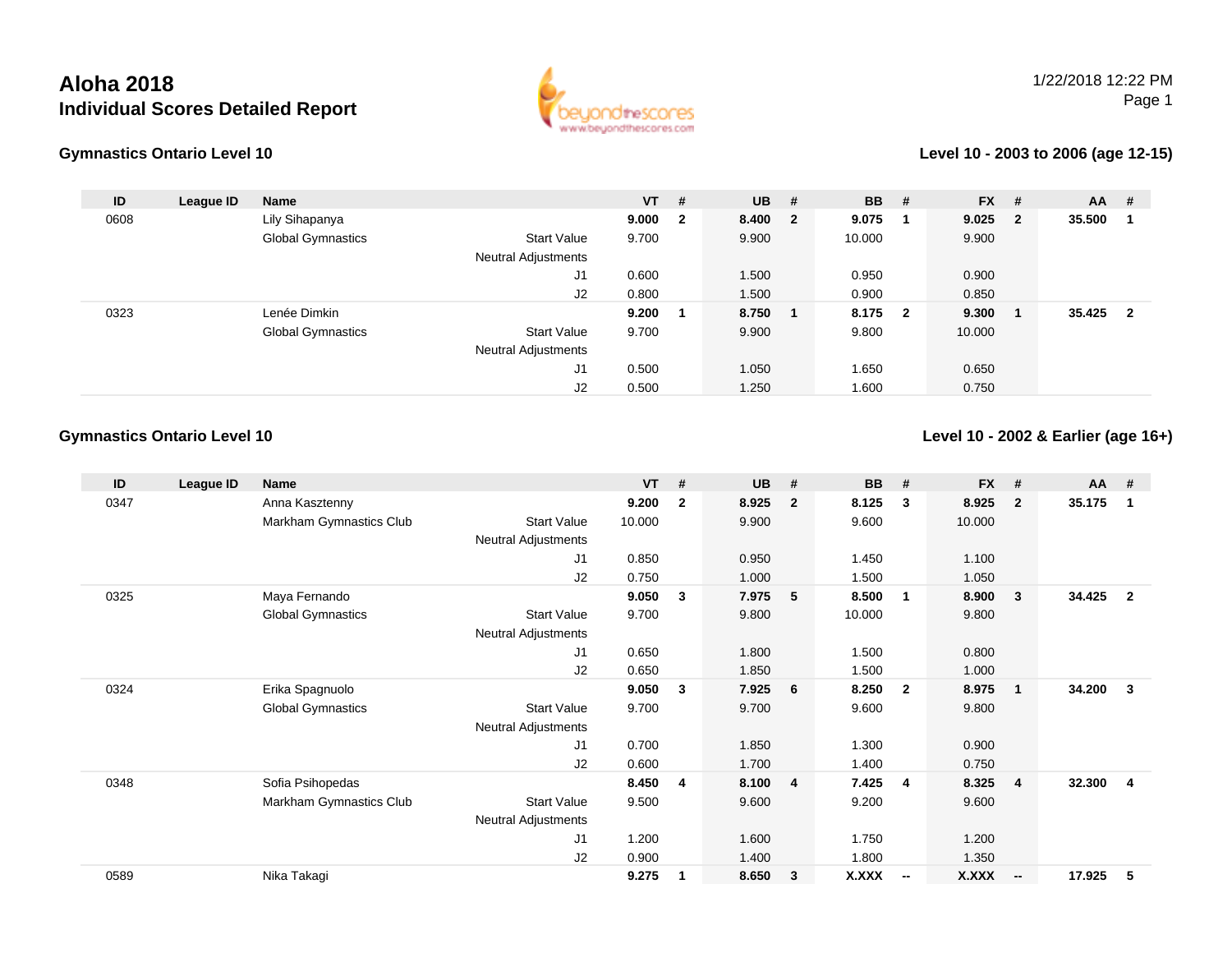# Aloha 2018

## Individual Scores Detailed Report

1/22/2018 12:22 PM

### Gymnastics Ontario Level 10

**Level 10 - 2003 to 2006 (age 12-15)**

| ID | League ID | Name | | VT | # | UB | # | BB | # | FX | # | AA | # |
|---|---|---|---|---|---|---|---|---|---|---|---|---|---|
| 0608 | | Lily Sihapanya | | **9.000** | **2** | **8.400** | **2** | **9.075** | **1** | **9.025** | **2** | **35.500** | **1** |
| | | Global Gymnastics | Start Value | 9.700 | | 9.900 | | 10.000 | | 9.900 | | | |
| | | | Neutral Adjustments | | | | | | | | | | |
| | | | J1 | 0.600 | | 1.500 | | 0.950 | | 0.900 | | | |
| | | | J2 | 0.800 | | 1.500 | | 0.900 | | 0.850 | | | |
| 0323 | | Lenée Dimkin | | **9.200** | **1** | **8.750** | **1** | **8.175** | **2** | **9.300** | **1** | **35.425** | **2** |
| | | Global Gymnastics | Start Value | 9.700 | | 9.900 | | 9.800 | | 10.000 | | | |
| | | | Neutral Adjustments | | | | | | | | | | |
| | | | J1 | 0.500 | | 1.050 | | 1.650 | | 0.650 | | | |
| | | | J2 | 0.500 | | 1.250 | | 1.600 | | 0.750 | | | |

### Gymnastics Ontario Level 10

**Level 10 - 2002 & Earlier (age 16+)**

| ID | League ID | Name | | VT | # | UB | # | BB | # | FX | # | AA | # |
|---|---|---|---|---|---|---|---|---|---|---|---|---|---|
| 0347 | | Anna Kasztenny | | **9.200** | **2** | **8.925** | **2** | **8.125** | **3** | **8.925** | **2** | **35.175** | **1** |
| | | Markham Gymnastics Club | Start Value | 10.000 | | 9.900 | | 9.600 | | 10.000 | | | |
| | | | Neutral Adjustments | | | | | | | | | | |
| | | | J1 | 0.850 | | 0.950 | | 1.450 | | 1.100 | | | |
| | | | J2 | 0.750 | | 1.000 | | 1.500 | | 1.050 | | | |
| 0325 | | Maya Fernando | | **9.050** | **3** | **7.975** | **5** | **8.500** | **1** | **8.900** | **3** | **34.425** | **2** |
| | | Global Gymnastics | Start Value | 9.700 | | 9.800 | | 10.000 | | 9.800 | | | |
| | | | Neutral Adjustments | | | | | | | | | | |
| | | | J1 | 0.650 | | 1.800 | | 1.500 | | 0.800 | | | |
| | | | J2 | 0.650 | | 1.850 | | 1.500 | | 1.000 | | | |
| 0324 | | Erika Spagnuolo | | **9.050** | **3** | **7.925** | **6** | **8.250** | **2** | **8.975** | **1** | **34.200** | **3** |
| | | Global Gymnastics | Start Value | 9.700 | | 9.700 | | 9.600 | | 9.800 | | | |
| | | | Neutral Adjustments | | | | | | | | | | |
| | | | J1 | 0.700 | | 1.850 | | 1.300 | | 0.900 | | | |
| | | | J2 | 0.600 | | 1.700 | | 1.400 | | 0.750 | | | |
| 0348 | | Sofia Psihopedas | | **8.450** | **4** | **8.100** | **4** | **7.425** | **4** | **8.325** | **4** | **32.300** | **4** |
| | | Markham Gymnastics Club | Start Value | 9.500 | | 9.600 | | 9.200 | | 9.600 | | | |
| | | | Neutral Adjustments | | | | | | | | | | |
| | | | J1 | 1.200 | | 1.600 | | 1.750 | | 1.200 | | | |
| | | | J2 | 0.900 | | 1.400 | | 1.800 | | 1.350 | | | |
| 0589 | | Nika Takagi | | **9.275** | **1** | **8.650** | **3** | **X.XXX** | **--** | **X.XXX** | **--** | **17.925** | **5** |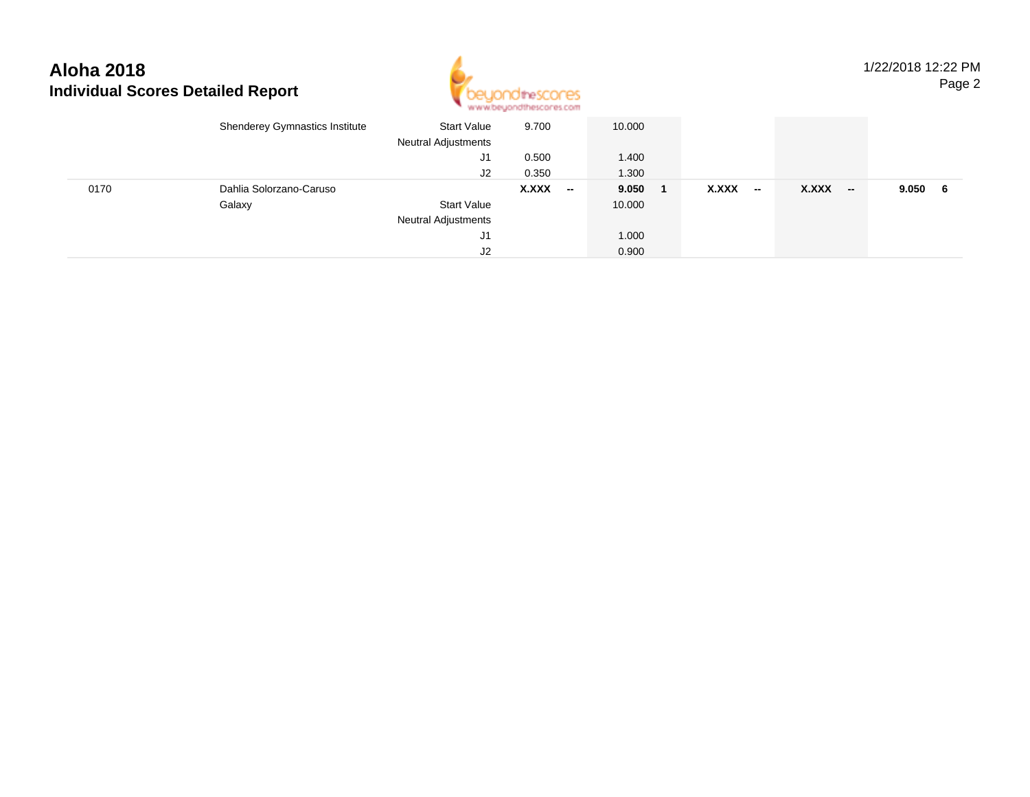# Aloha 2018

## Individual Scores Detailed Report

1/22/2018 12:22 PM

| | | | | | | | | | | | | |
|---|---|---|---|---|---|---|---|---|---|---|---|---|
| | Shenderey Gymnastics Institute | Start Value | 9.700 | | 10.000 | | | | | | | |
| | | Neutral Adjustments | | | | | | | | | | |
| | | J1 | 0.500 | | 1.400 | | | | | | | |
| | | J2 | 0.350 | | 1.300 | | | | | | | |
| 0170 | Dahlia Solorzano-Caruso | | **X.XXX** | **--** | **9.050** | **1** | **X.XXX** | **--** | **X.XXX** | **--** | **9.050** | **6** |
| | Galaxy | Start Value | | | 10.000 | | | | | | | |
| | | Neutral Adjustments | | | | | | | | | | |
| | | J1 | | | 1.000 | | | | | | | |
| | | J2 | | | 0.900 | | | | | | | |